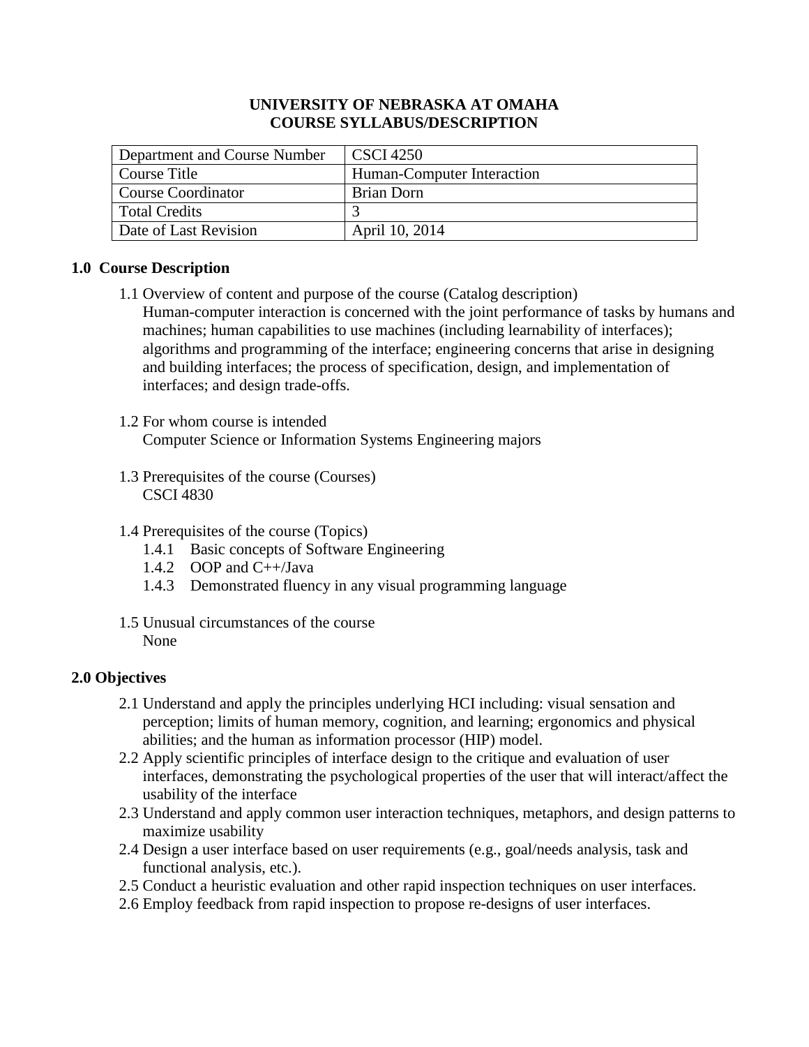**UNIVERSITY OF NEBRASKA AT OMAHA**
**COURSE SYLLABUS/DESCRIPTION**

| | |
|---|---|
| Department and Course Number | CSCI 4250 |
| Course Title | Human-Computer Interaction |
| Course Coordinator | Brian Dorn |
| Total Credits | 3 |
| Date of Last Revision | April 10, 2014 |

## 1.0 Course Description

1.1 Overview of content and purpose of the course (Catalog description)
Human-computer interaction is concerned with the joint performance of tasks by humans and machines; human capabilities to use machines (including learnability of interfaces); algorithms and programming of the interface; engineering concerns that arise in designing and building interfaces; the process of specification, design, and implementation of interfaces; and design trade-offs.

1.2 For whom course is intended
Computer Science or Information Systems Engineering majors

1.3 Prerequisites of the course (Courses)
CSCI 4830

1.4 Prerequisites of the course (Topics)
- 1.4.1 Basic concepts of Software Engineering
- 1.4.2 OOP and C++/Java
- 1.4.3 Demonstrated fluency in any visual programming language

1.5 Unusual circumstances of the course
None

## 2.0 Objectives

2.1 Understand and apply the principles underlying HCI including: visual sensation and perception; limits of human memory, cognition, and learning; ergonomics and physical abilities; and the human as information processor (HIP) model.
2.2 Apply scientific principles of interface design to the critique and evaluation of user interfaces, demonstrating the psychological properties of the user that will interact/affect the usability of the interface
2.3 Understand and apply common user interaction techniques, metaphors, and design patterns to maximize usability
2.4 Design a user interface based on user requirements (e.g., goal/needs analysis, task and functional analysis, etc.).
2.5 Conduct a heuristic evaluation and other rapid inspection techniques on user interfaces.
2.6 Employ feedback from rapid inspection to propose re-designs of user interfaces.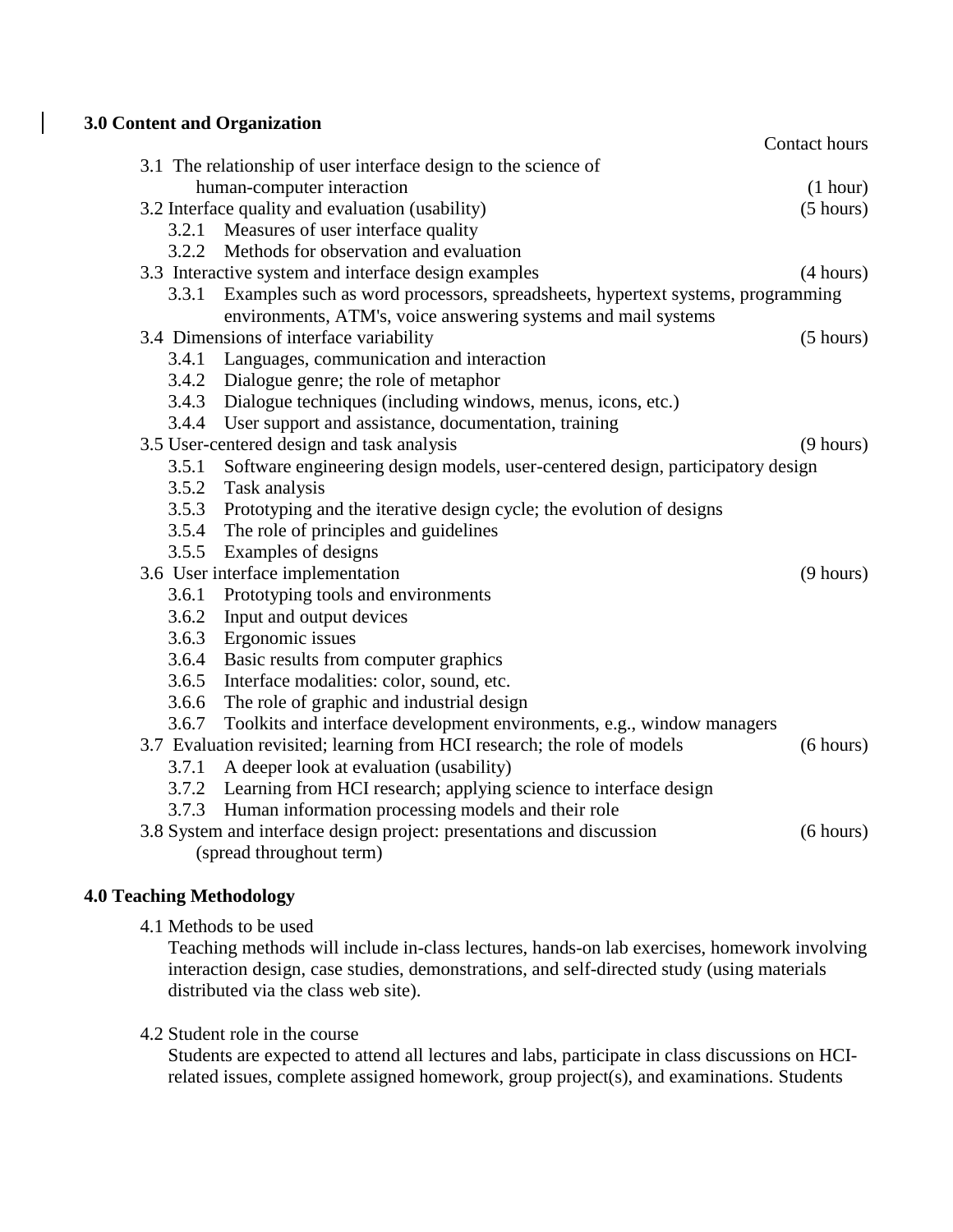**3.0 Content and Organization**

Contact hours

- 3.1 The relationship of user interface design to the science of human-computer interaction (1 hour)
- 3.2 Interface quality and evaluation (usability) (5 hours)
  - 3.2.1 Measures of user interface quality
  - 3.2.2 Methods for observation and evaluation
- 3.3 Interactive system and interface design examples (4 hours)
  - 3.3.1 Examples such as word processors, spreadsheets, hypertext systems, programming environments, ATM's, voice answering systems and mail systems
- 3.4 Dimensions of interface variability (5 hours)
  - 3.4.1 Languages, communication and interaction
  - 3.4.2 Dialogue genre; the role of metaphor
  - 3.4.3 Dialogue techniques (including windows, menus, icons, etc.)
  - 3.4.4 User support and assistance, documentation, training
- 3.5 User-centered design and task analysis (9 hours)
  - 3.5.1 Software engineering design models, user-centered design, participatory design
  - 3.5.2 Task analysis
  - 3.5.3 Prototyping and the iterative design cycle; the evolution of designs
  - 3.5.4 The role of principles and guidelines
  - 3.5.5 Examples of designs
- 3.6 User interface implementation (9 hours)
  - 3.6.1 Prototyping tools and environments
  - 3.6.2 Input and output devices
  - 3.6.3 Ergonomic issues
  - 3.6.4 Basic results from computer graphics
  - 3.6.5 Interface modalities: color, sound, etc.
  - 3.6.6 The role of graphic and industrial design
  - 3.6.7 Toolkits and interface development environments, e.g., window managers
- 3.7 Evaluation revisited; learning from HCI research; the role of models (6 hours)
  - 3.7.1 A deeper look at evaluation (usability)
  - 3.7.2 Learning from HCI research; applying science to interface design
  - 3.7.3 Human information processing models and their role
- 3.8 System and interface design project: presentations and discussion (spread throughout term) (6 hours)

**4.0 Teaching Methodology**

4.1 Methods to be used

Teaching methods will include in-class lectures, hands-on lab exercises, homework involving interaction design, case studies, demonstrations, and self-directed study (using materials distributed via the class web site).

4.2 Student role in the course

Students are expected to attend all lectures and labs, participate in class discussions on HCI-related issues, complete assigned homework, group project(s), and examinations. Students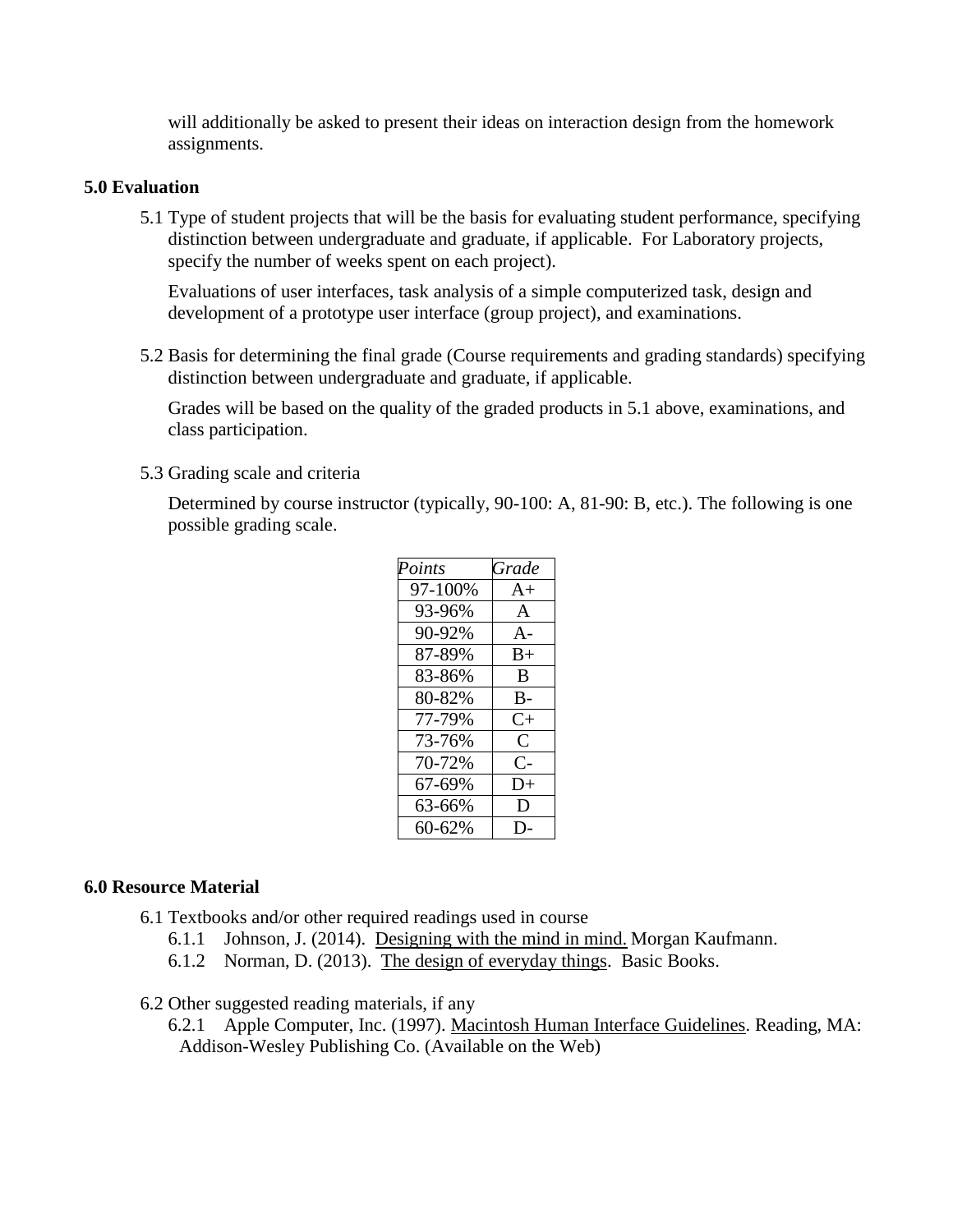will additionally be asked to present their ideas on interaction design from the homework assignments.

**5.0 Evaluation**

5.1 Type of student projects that will be the basis for evaluating student performance, specifying distinction between undergraduate and graduate, if applicable. For Laboratory projects, specify the number of weeks spent on each project).

Evaluations of user interfaces, task analysis of a simple computerized task, design and development of a prototype user interface (group project), and examinations.

5.2 Basis for determining the final grade (Course requirements and grading standards) specifying distinction between undergraduate and graduate, if applicable.

Grades will be based on the quality of the graded products in 5.1 above, examinations, and class participation.

5.3 Grading scale and criteria

Determined by course instructor (typically, 90-100: A, 81-90: B, etc.). The following is one possible grading scale.

| *Points* | *Grade* |
|---|---|
| 97-100% | A+ |
| 93-96% | A |
| 90-92% | A- |
| 87-89% | B+ |
| 83-86% | B |
| 80-82% | B- |
| 77-79% | C+ |
| 73-76% | C |
| 70-72% | C- |
| 67-69% | D+ |
| 63-66% | D |
| 60-62% | D- |

**6.0 Resource Material**

6.1 Textbooks and/or other required readings used in course

6.1.1 Johnson, J. (2014). Designing with the mind in mind. Morgan Kaufmann.

6.1.2 Norman, D. (2013). The design of everyday things. Basic Books.

6.2 Other suggested reading materials, if any

6.2.1 Apple Computer, Inc. (1997). Macintosh Human Interface Guidelines. Reading, MA: Addison-Wesley Publishing Co. (Available on the Web)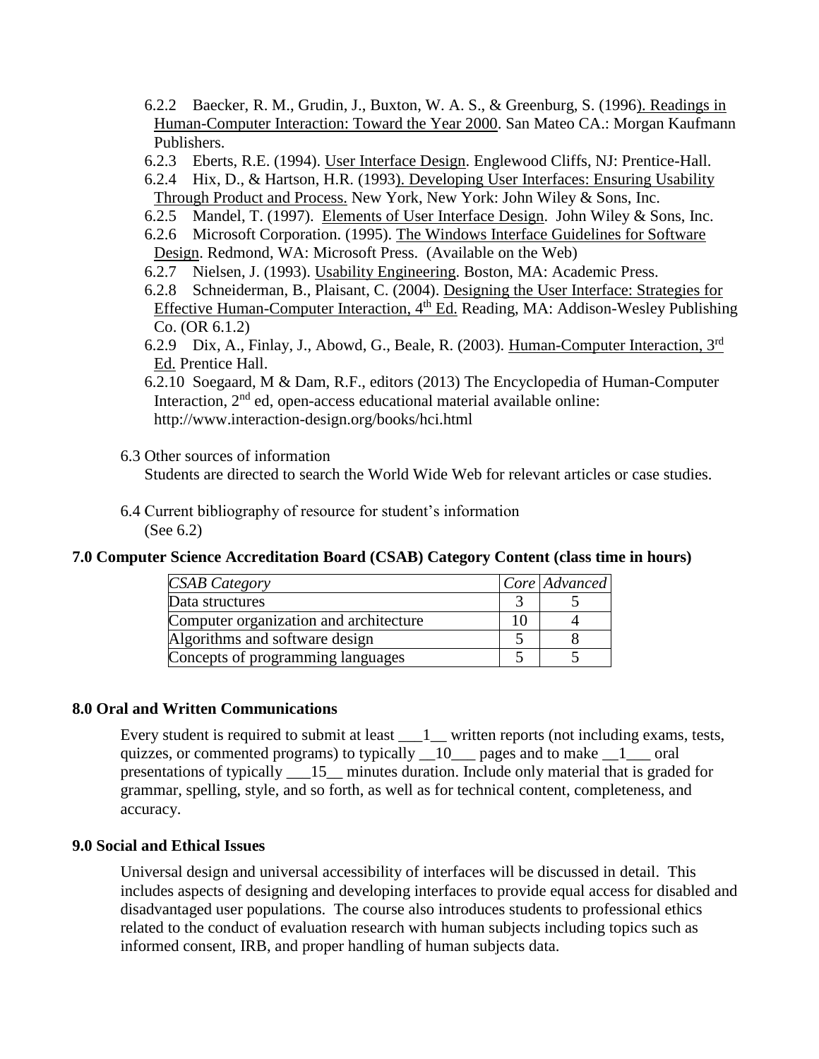6.2.2 Baecker, R. M., Grudin, J., Buxton, W. A. S., & Greenburg, S. (1996). Readings in Human-Computer Interaction: Toward the Year 2000. San Mateo CA.: Morgan Kaufmann Publishers.

6.2.3 Eberts, R.E. (1994). User Interface Design. Englewood Cliffs, NJ: Prentice-Hall.

6.2.4 Hix, D., & Hartson, H.R. (1993). Developing User Interfaces: Ensuring Usability Through Product and Process. New York, New York: John Wiley & Sons, Inc.

6.2.5 Mandel, T. (1997). Elements of User Interface Design. John Wiley & Sons, Inc.

6.2.6 Microsoft Corporation. (1995). The Windows Interface Guidelines for Software Design. Redmond, WA: Microsoft Press. (Available on the Web)

6.2.7 Nielsen, J. (1993). Usability Engineering. Boston, MA: Academic Press.

6.2.8 Schneiderman, B., Plaisant, C. (2004). Designing the User Interface: Strategies for Effective Human-Computer Interaction, 4th Ed. Reading, MA: Addison-Wesley Publishing Co. (OR 6.1.2)

6.2.9 Dix, A., Finlay, J., Abowd, G., Beale, R. (2003). Human-Computer Interaction, 3rd Ed. Prentice Hall.

6.2.10 Soegaard, M & Dam, R.F., editors (2013) The Encyclopedia of Human-Computer Interaction, 2nd ed, open-access educational material available online: http://www.interaction-design.org/books/hci.html

6.3 Other sources of information

Students are directed to search the World Wide Web for relevant articles or case studies.

6.4 Current bibliography of resource for student's information

(See 6.2)

## 7.0 Computer Science Accreditation Board (CSAB) Category Content (class time in hours)

| *CSAB Category* | *Core* | *Advanced* |
|---|---|---|
| Data structures | 3 | 5 |
| Computer organization and architecture | 10 | 4 |
| Algorithms and software design | 5 | 8 |
| Concepts of programming languages | 5 | 5 |

## 8.0 Oral and Written Communications

Every student is required to submit at least ___1__ written reports (not including exams, tests, quizzes, or commented programs) to typically __10___ pages and to make __1___ oral presentations of typically ___15__ minutes duration. Include only material that is graded for grammar, spelling, style, and so forth, as well as for technical content, completeness, and accuracy.

## 9.0 Social and Ethical Issues

Universal design and universal accessibility of interfaces will be discussed in detail. This includes aspects of designing and developing interfaces to provide equal access for disabled and disadvantaged user populations. The course also introduces students to professional ethics related to the conduct of evaluation research with human subjects including topics such as informed consent, IRB, and proper handling of human subjects data.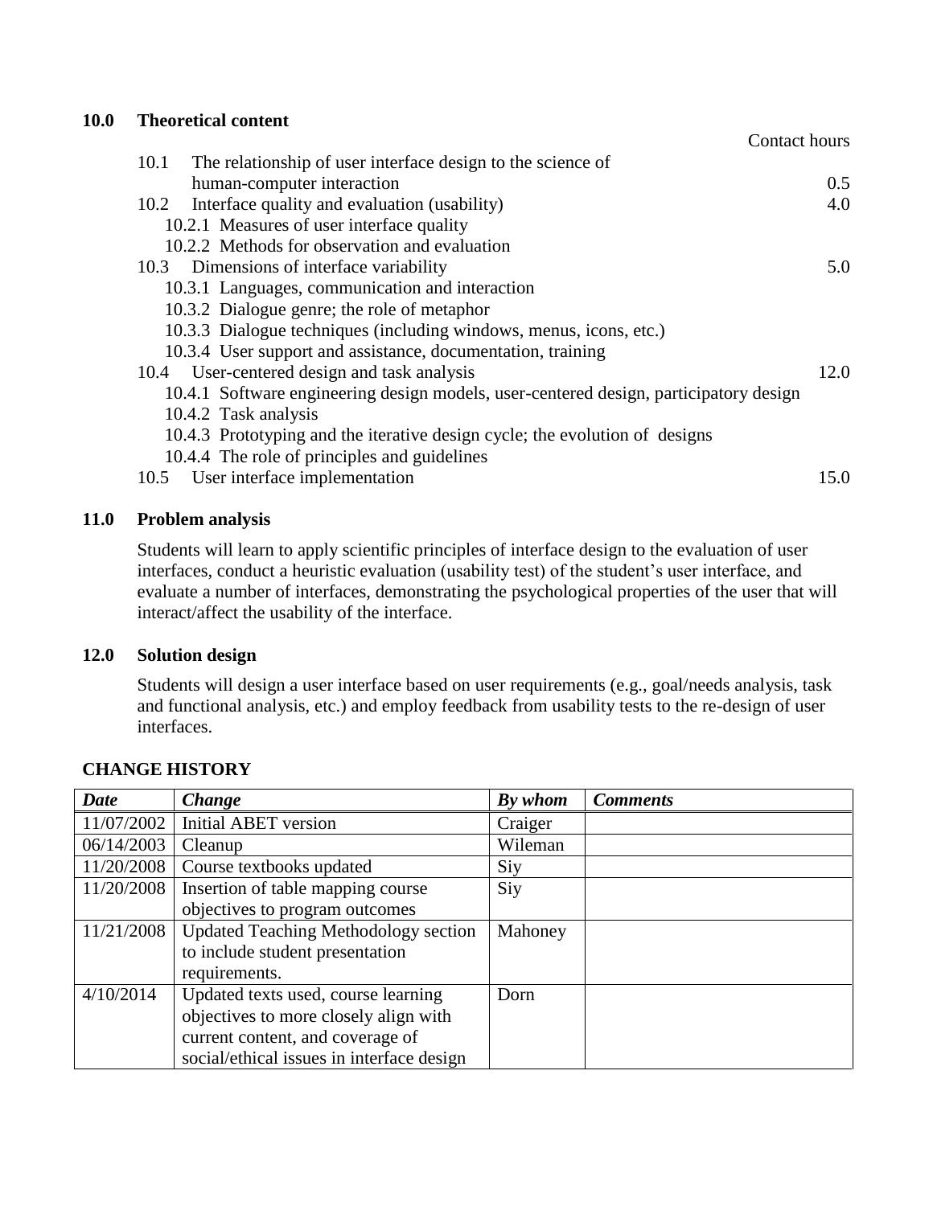## 10.0 Theoretical content

| | Contact hours |
|---|---|
| 10.1 The relationship of user interface design to the science of human-computer interaction | 0.5 |
| 10.2 Interface quality and evaluation (usability) | 4.0 |
| 10.2.1 Measures of user interface quality | |
| 10.2.2 Methods for observation and evaluation | |
| 10.3 Dimensions of interface variability | 5.0 |
| 10.3.1 Languages, communication and interaction | |
| 10.3.2 Dialogue genre; the role of metaphor | |
| 10.3.3 Dialogue techniques (including windows, menus, icons, etc.) | |
| 10.3.4 User support and assistance, documentation, training | |
| 10.4 User-centered design and task analysis | 12.0 |
| 10.4.1 Software engineering design models, user-centered design, participatory design | |
| 10.4.2 Task analysis | |
| 10.4.3 Prototyping and the iterative design cycle; the evolution of designs | |
| 10.4.4 The role of principles and guidelines | |
| 10.5 User interface implementation | 15.0 |

## 11.0 Problem analysis

Students will learn to apply scientific principles of interface design to the evaluation of user interfaces, conduct a heuristic evaluation (usability test) of the student's user interface, and evaluate a number of interfaces, demonstrating the psychological properties of the user that will interact/affect the usability of the interface.

## 12.0 Solution design

Students will design a user interface based on user requirements (e.g., goal/needs analysis, task and functional analysis, etc.) and employ feedback from usability tests to the re-design of user interfaces.

## CHANGE HISTORY

| *Date* | *Change* | *By whom* | *Comments* |
|---|---|---|---|
| 11/07/2002 | Initial ABET version | Craiger | |
| 06/14/2003 | Cleanup | Wileman | |
| 11/20/2008 | Course textbooks updated | Siy | |
| 11/20/2008 | Insertion of table mapping course objectives to program outcomes | Siy | |
| 11/21/2008 | Updated Teaching Methodology section to include student presentation requirements. | Mahoney | |
| 4/10/2014 | Updated texts used, course learning objectives to more closely align with current content, and coverage of social/ethical issues in interface design | Dorn | |